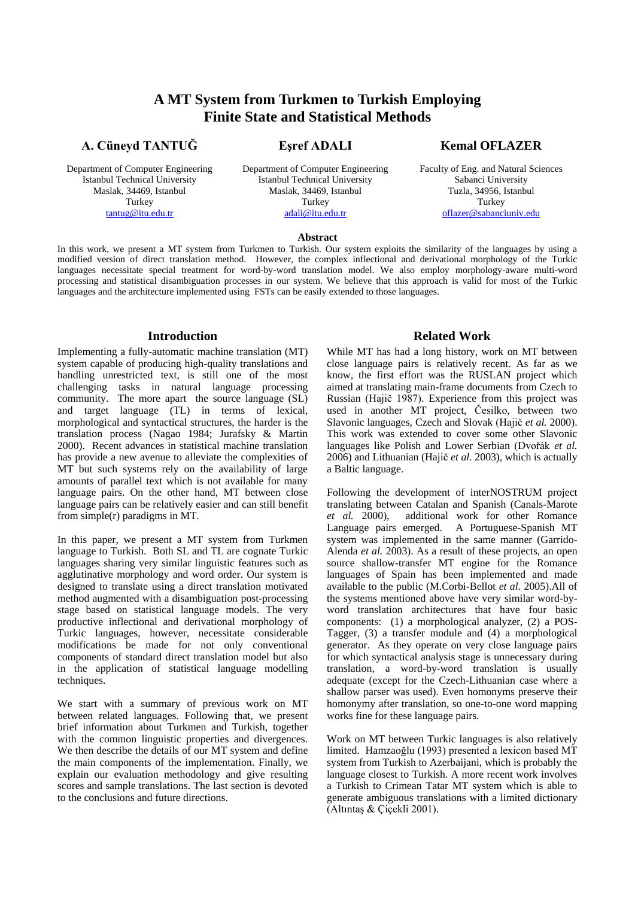# A MT System from Turkmen to Turkish Employing Finite State and Statistical Methods

**A. Cüneyd TANTUĞ**

Department of Computer Engineering
Istanbul Technical University
Maslak, 34469, Istanbul
Turkey
tantug@itu.edu.tr

**Eşref ADALI**

Department of Computer Engineering
Istanbul Technical University
Maslak, 34469, Istanbul
Turkey
adali@itu.edu.tr

**Kemal OFLAZER**

Faculty of Eng. and Natural Sciences
Sabanci University
Tuzla, 34956, Istanbul
Turkey
oflazer@sabanciuniv.edu

### Abstract

In this work, we present a MT system from Turkmen to Turkish. Our system exploits the similarity of the languages by using a modified version of direct translation method. However, the complex inflectional and derivational morphology of the Turkic languages necessitate special treatment for word-by-word translation model. We also employ morphology-aware multi-word processing and statistical disambiguation processes in our system. We believe that this approach is valid for most of the Turkic languages and the architecture implemented using FSTs can be easily extended to those languages.

## Introduction

Implementing a fully-automatic machine translation (MT) system capable of producing high-quality translations and handling unrestricted text, is still one of the most challenging tasks in natural language processing community. The more apart the source language (SL) and target language (TL) in terms of lexical, morphological and syntactical structures, the harder is the translation process (Nagao 1984; Jurafsky & Martin 2000). Recent advances in statistical machine translation has provide a new avenue to alleviate the complexities of MT but such systems rely on the availability of large amounts of parallel text which is not available for many language pairs. On the other hand, MT between close language pairs can be relatively easier and can still benefit from simple(r) paradigms in MT.

In this paper, we present a MT system from Turkmen language to Turkish. Both SL and TL are cognate Turkic languages sharing very similar linguistic features such as agglutinative morphology and word order. Our system is designed to translate using a direct translation motivated method augmented with a disambiguation post-processing stage based on statistical language models. The very productive inflectional and derivational morphology of Turkic languages, however, necessitate considerable modifications be made for not only conventional components of standard direct translation model but also in the application of statistical language modelling techniques.

We start with a summary of previous work on MT between related languages. Following that, we present brief information about Turkmen and Turkish, together with the common linguistic properties and divergences. We then describe the details of our MT system and define the main components of the implementation. Finally, we explain our evaluation methodology and give resulting scores and sample translations. The last section is devoted to the conclusions and future directions.

## Related Work

While MT has had a long history, work on MT between close language pairs is relatively recent. As far as we know, the first effort was the RUSLAN project which aimed at translating main-frame documents from Czech to Russian (Hajič 1987). Experience from this project was used in another MT project, Česilko, between two Slavonic languages, Czech and Slovak (Hajič *et al.* 2000). This work was extended to cover some other Slavonic languages like Polish and Lower Serbian (Dvořák *et al.* 2006) and Lithuanian (Hajič *et al.* 2003), which is actually a Baltic language.

Following the development of interNOSTRUM project translating between Catalan and Spanish (Canals-Marote *et al.* 2000), additional work for other Romance Language pairs emerged. A Portuguese-Spanish MT system was implemented in the same manner (Garrido-Alenda *et al.* 2003). As a result of these projects, an open source shallow-transfer MT engine for the Romance languages of Spain has been implemented and made available to the public (M.Corbi-Bellot *et al.* 2005).All of the systems mentioned above have very similar word-by-word translation architectures that have four basic components: (1) a morphological analyzer, (2) a POS-Tagger, (3) a transfer module and (4) a morphological generator. As they operate on very close language pairs for which syntactical analysis stage is unnecessary during translation, a word-by-word translation is usually adequate (except for the Czech-Lithuanian case where a shallow parser was used). Even homonyms preserve their homonymy after translation, so one-to-one word mapping works fine for these language pairs.

Work on MT between Turkic languages is also relatively limited. Hamzaoğlu (1993) presented a lexicon based MT system from Turkish to Azerbaijani, which is probably the language closest to Turkish. A more recent work involves a Turkish to Crimean Tatar MT system which is able to generate ambiguous translations with a limited dictionary (Altıntaş & Çiçekli 2001).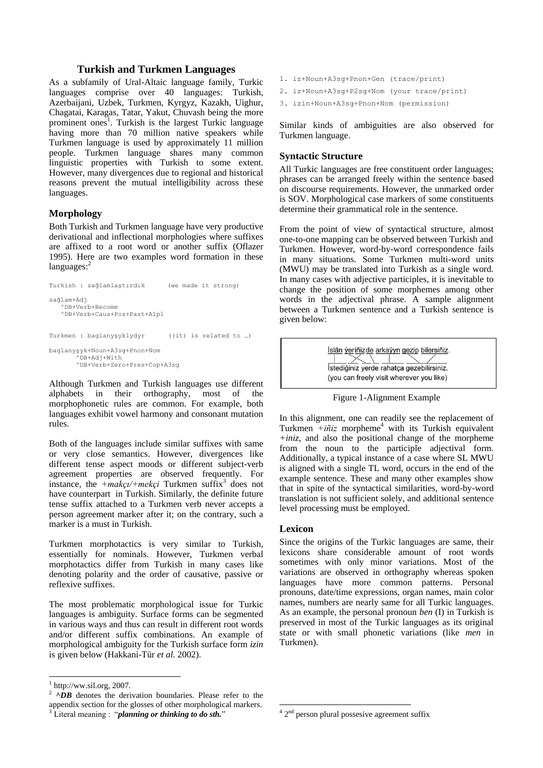## Turkish and Turkmen Languages

As a subfamily of Ural-Altaic language family, Turkic languages comprise over 40 languages: Turkish, Azerbaijani, Uzbek, Turkmen, Kyrgyz, Kazakh, Uighur, Chagatai, Karagas, Tatar, Yakut, Chuvash being the more prominent ones[1]. Turkish is the largest Turkic language having more than 70 million native speakers while Turkmen language is used by approximately 11 million people. Turkmen language shares many common linguistic properties with Turkish to some extent. However, many divergences due to regional and historical reasons prevent the mutual intelligibility across these languages.

### Morphology

Both Turkish and Turkmen language have very productive derivational and inflectional morphologies where suffixes are affixed to a root word or another suffix (Oflazer 1995). Here are two examples word formation in these languages:[2]

```
Turkish : sağlamlaştırdık      (we made it strong)

sağlam+Adj
   ^DB+Verb+Become
   ^DB+Verb+Caus+Pos+Past+A1pl


Turkmen : baglanyşyklydyr      ((it) is related to …)

baglanyşyk+Noun+A3sg+Pnon+Nom
       ^DB+Adj+With
       ^DB+Verb+Zero+Pres+Cop+A3sg
```

Although Turkmen and Turkish languages use different alphabets in their orthography, most of the morphophonetic rules are common. For example, both languages exhibit vowel harmony and consonant mutation rules.

Both of the languages include similar suffixes with same or very close semantics. However, divergences like different tense aspect moods or different subject-verb agreement properties are observed frequently. For instance, the *+makçı/+mekçi* Turkmen suffix[3] does not have counterpart in Turkish. Similarly, the definite future tense suffix attached to a Turkmen verb never accepts a person agreement marker after it; on the contrary, such a marker is a must in Turkish.

Turkmen morphotactics is very similar to Turkish, essentially for nominals. However, Turkmen verbal morphotactics differ from Turkish in many cases like denoting polarity and the order of causative, passive or reflexive suffixes.

The most problematic morphological issue for Turkic languages is ambiguity. Surface forms can be segmented in various ways and thus can result in different root words and/or different suffix combinations. An example of morphological ambiguity for the Turkish surface form *izin* is given below (Hakkani-Tür *et al.* 2002).

```
1. iz+Noun+A3sg+Pnon+Gen (trace/print)
2. iz+Noun+A3sg+P2sg+Nom (your trace/print)
3. izin+Noun+A3sg+Pnon+Nom (permission)
```

Similar kinds of ambiguities are also observed for Turkmen language.

### Syntactic Structure

All Turkic languages are free constituent order languages; phrases can be arranged freely within the sentence based on discourse requirements. However, the unmarked order is SOV. Morphological case markers of some constituents determine their grammatical role in the sentence.

From the point of view of syntactical structure, almost one-to-one mapping can be observed between Turkish and Turkmen. However, word-by-word correspondence fails in many situations. Some Turkmen multi-word units (MWU) may be translated into Turkish as a single word. In many cases with adjective participles, it is inevitable to change the position of some morphemes among other words in the adjectival phrase. A sample alignment between a Turkmen sentence and a Turkish sentence is given below:

İslän ýeriňizde arkaýyn gezip bilersiňiz.

İstediğiniz yerde rahatça gezebilirsiniz.

(you can freely visit wherever you like)

Figure 1-Alignment Example

In this alignment, one can readily see the replacement of Turkmen *+iňiz* morpheme[4] with its Turkish equivalent *+iniz*, and also the positional change of the morpheme from the noun to the participle adjectival form. Additionally, a typical instance of a case where SL MWU is aligned with a single TL word, occurs in the end of the example sentence. These and many other examples show that in spite of the syntactical similarities, word-by-word translation is not sufficient solely, and additional sentence level processing must be employed.

### Lexicon

Since the origins of the Turkic languages are same, their lexicons share considerable amount of root words sometimes with only minor variations. Most of the variations are observed in orthography whereas spoken languages have more common patterns. Personal pronouns, date/time expressions, organ names, main color names, numbers are nearly same for all Turkic languages. As an example, the personal pronoun *ben* (I) in Turkish is preserved in most of the Turkic languages as its original state or with small phonetic variations (like *men* in Turkmen).

---

[1] http://ww.sil.org, 2007.

[2] ***^DB*** denotes the derivation boundaries. Please refer to the appendix section for the glosses of other morphological markers.

[3] Literal meaning : "***planning or thinking to do sth.***"

[4] 2nd person plural possesive agreement suffix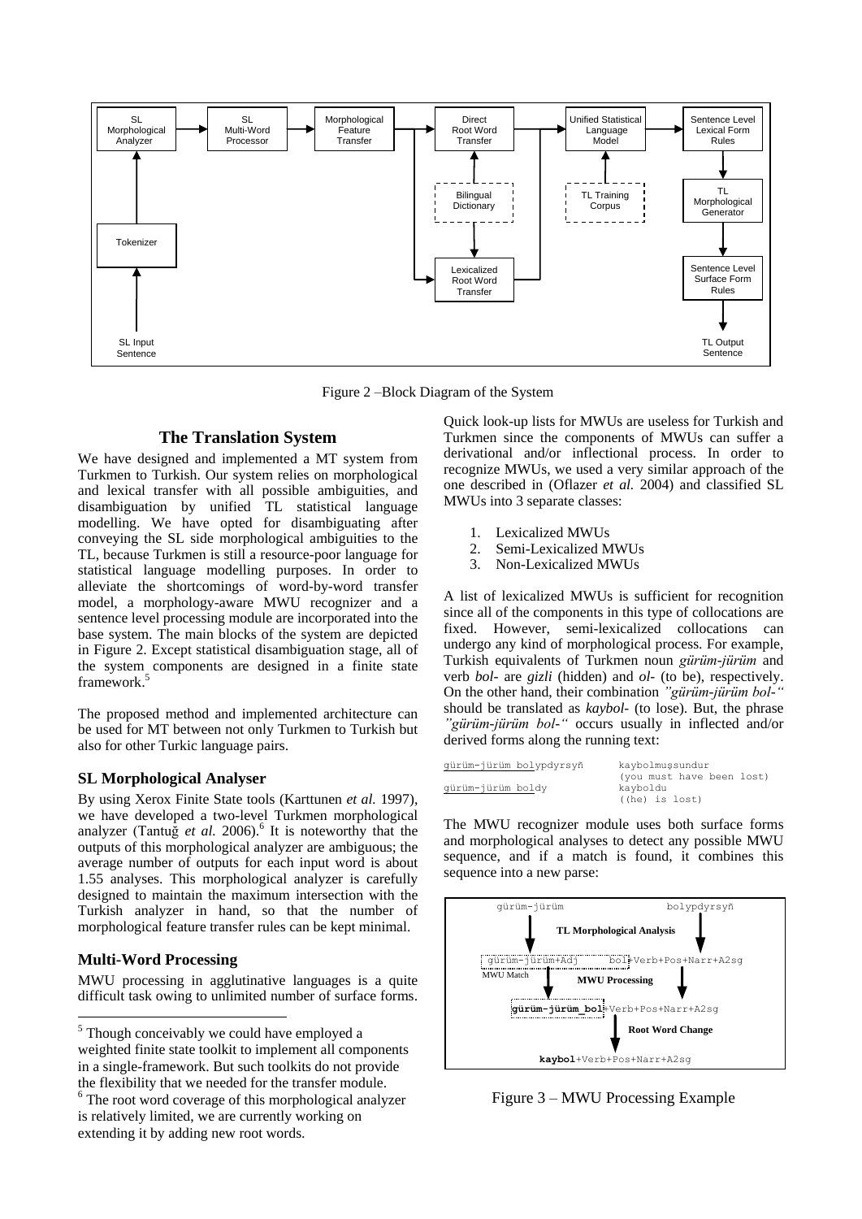Figure 2 –Block Diagram of the System

## The Translation System

We have designed and implemented a MT system from Turkmen to Turkish. Our system relies on morphological and lexical transfer with all possible ambiguities, and disambiguation by unified TL statistical language modelling. We have opted for disambiguating after conveying the SL side morphological ambiguities to the TL, because Turkmen is still a resource-poor language for statistical language modelling purposes. In order to alleviate the shortcomings of word-by-word transfer model, a morphology-aware MWU recognizer and a sentence level processing module are incorporated into the base system. The main blocks of the system are depicted in Figure 2. Except statistical disambiguation stage, all of the system components are designed in a finite state framework.[5]

The proposed method and implemented architecture can be used for MT between not only Turkmen to Turkish but also for other Turkic language pairs.

### SL Morphological Analyser

By using Xerox Finite State tools (Karttunen *et al.* 1997), we have developed a two-level Turkmen morphological analyzer (Tantuğ *et al.* 2006).[6] It is noteworthy that the outputs of this morphological analyzer are ambiguous; the average number of outputs for each input word is about 1.55 analyses. This morphological analyzer is carefully designed to maintain the maximum intersection with the Turkish analyzer in hand, so that the number of morphological feature transfer rules can be kept minimal.

### Multi-Word Processing

MWU processing in agglutinative languages is a quite difficult task owing to unlimited number of surface forms. Quick look-up lists for MWUs are useless for Turkish and Turkmen since the components of MWUs can suffer a derivational and/or inflectional process. In order to recognize MWUs, we used a very similar approach of the one described in (Oflazer *et al.* 2004) and classified SL MWUs into 3 separate classes:

1. Lexicalized MWUs
2. Semi-Lexicalized MWUs
3. Non-Lexicalized MWUs

A list of lexicalized MWUs is sufficient for recognition since all of the components in this type of collocations are fixed. However, semi-lexicalized collocations can undergo any kind of morphological process. For example, Turkish equivalents of Turkmen noun *gürüm-jürüm* and verb *bol-* are *gizli* (hidden) and *ol-* (to be), respectively. On the other hand, their combination *"gürüm-jürüm bol-"* should be translated as *kaybol-* (to lose). But, the phrase *"gürüm-jürüm bol-"* occurs usually in inflected and/or derived forms along the running text:

```
gürüm-jürüm bolypdyrsyň      kaybolmuşsundur
                             (you must have been lost)
gürüm-jürüm boldy            kayboldu
                             ((he) is lost)
```

The MWU recognizer module uses both surface forms and morphological analyses to detect any possible MWU sequence, and if a match is found, it combines this sequence into a new parse:

```
gürüm-jürüm                 bolypdyrsyň
        TL Morphological Analysis
gürüm-jürüm+Adj      bol+Verb+Pos+Narr+A2sg
MWU Match     MWU Processing
gürüm-jürüm_bol+Verb+Pos+Narr+A2sg
        Root Word Change
kaybol+Verb+Pos+Narr+A2sg
```

Figure 3 – MWU Processing Example

---

[5] Though conceivably we could have employed a weighted finite state toolkit to implement all components in a single-framework. But such toolkits do not provide the flexibility that we needed for the transfer module.

[6] The root word coverage of this morphological analyzer is relatively limited, we are currently working on extending it by adding new root words.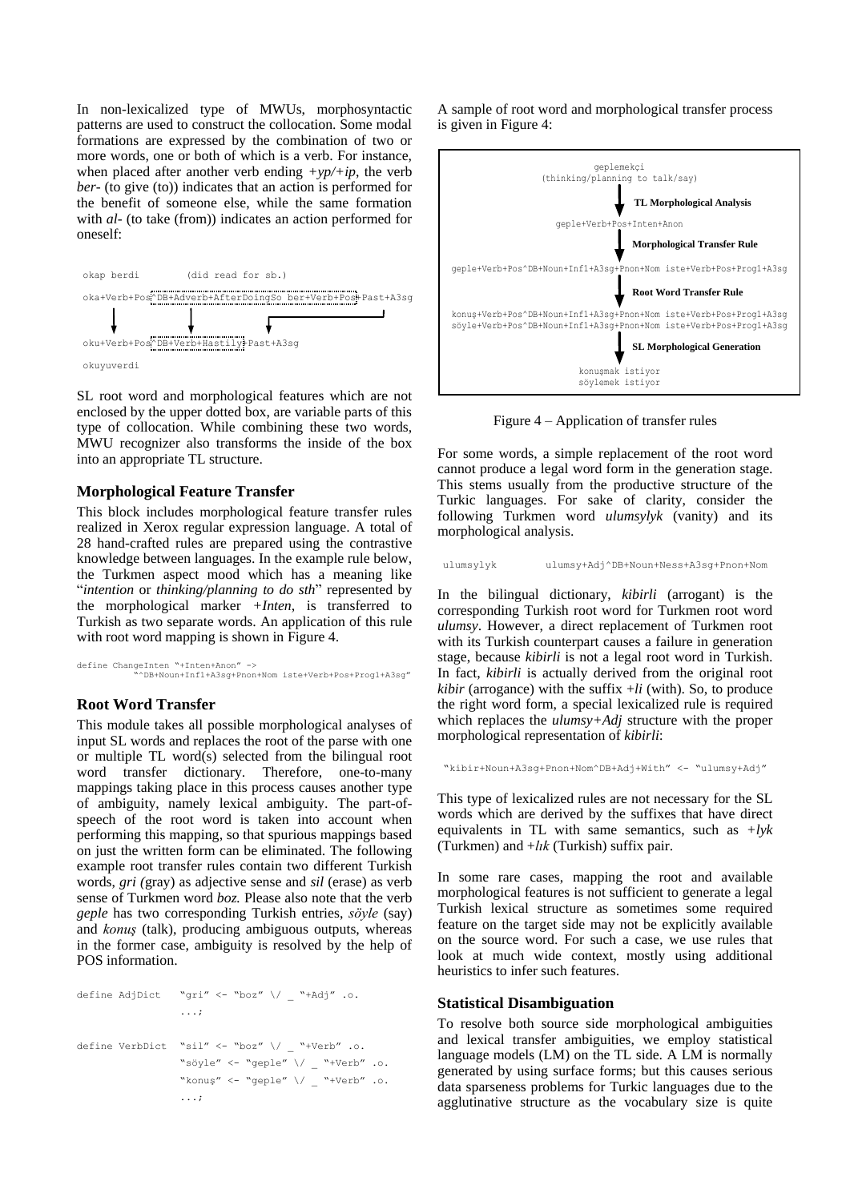In non-lexicalized type of MWUs, morphosyntactic patterns are used to construct the collocation. Some modal formations are expressed by the combination of two or more words, one or both of which is a verb. For instance, when placed after another verb ending *+yp/+ip*, the verb *ber-* (to give (to)) indicates that an action is performed for the benefit of someone else, while the same formation with *al-* (to take (from)) indicates an action performed for oneself:

```
okap berdi          (did read for sb.)

oka+Verb+Pos^DB+Adverb+AfterDoingSo ber+Verb+Pos+Past+A3sg

oku+Verb+Pos^DB+Verb+Hastily+Past+A3sg

okuyuverdi
```

SL root word and morphological features which are not enclosed by the upper dotted box, are variable parts of this type of collocation. While combining these two words, MWU recognizer also transforms the inside of the box into an appropriate TL structure.

### Morphological Feature Transfer

This block includes morphological feature transfer rules realized in Xerox regular expression language. A total of 28 hand-crafted rules are prepared using the contrastive knowledge between languages. In the example rule below, the Turkmen aspect mood which has a meaning like "*intention* or *thinking/planning to do sth*" represented by the morphological marker *+Inten*, is transferred to Turkish as two separate words. An application of this rule with root word mapping is shown in Figure 4.

```
define ChangeInten "+Inten+Anon" ->
          "^DB+Noun+Inf1+A3sg+Pnon+Nom iste+Verb+Pos+Prog1+A3sg"
```

### Root Word Transfer

This module takes all possible morphological analyses of input SL words and replaces the root of the parse with one or multiple TL word(s) selected from the bilingual root word transfer dictionary. Therefore, one-to-many mappings taking place in this process causes another type of ambiguity, namely lexical ambiguity. The part-of-speech of the root word is taken into account when performing this mapping, so that spurious mappings based on just the written form can be eliminated. The following example root transfer rules contain two different Turkish words, *gri (*gray) as adjective sense and *sil* (erase) as verb sense of Turkmen word *boz.* Please also note that the verb *geple* has two corresponding Turkish entries, *söyle* (say) and *konuş* (talk), producing ambiguous outputs, whereas in the former case, ambiguity is resolved by the help of POS information.

```
define AdjDict    "gri" <- "boz" \/ _ "+Adj" .o.
                  ...;

define VerbDict   "sil" <- "boz" \/ _ "+Verb" .o.
                  "söyle" <- "geple" \/ _ "+Verb" .o.
                  "konuş" <- "geple" \/ _ "+Verb" .o.
                  ...;
```

A sample of root word and morphological transfer process is given in Figure 4:

```
                  geplemekçi
         (thinking/planning to talk/say)
                      |  TL Morphological Analysis
                      v
          geple+Verb+Pos+Inten+Anon
                      |  Morphological Transfer Rule
                      v
geple+Verb+Pos^DB+Noun+Inf1+A3sg+Pnon+Nom iste+Verb+Pos+Prog1+A3sg
                      |  Root Word Transfer Rule
                      v
konuş+Verb+Pos^DB+Noun+Inf1+A3sg+Pnon+Nom iste+Verb+Pos+Prog1+A3sg
söyle+Verb+Pos^DB+Noun+Inf1+A3sg+Pnon+Nom iste+Verb+Pos+Prog1+A3sg
                      |  SL Morphological Generation
                      v
                konuşmak istiyor
                söylemek istiyor
```

Figure 4 – Application of transfer rules

For some words, a simple replacement of the root word cannot produce a legal word form in the generation stage. This stems usually from the productive structure of the Turkic languages. For sake of clarity, consider the following Turkmen word *ulumsylyk* (vanity) and its morphological analysis.

```
ulumsylyk        ulumsy+Adj^DB+Noun+Ness+A3sg+Pnon+Nom
```

In the bilingual dictionary, *kibirli* (arrogant) is the corresponding Turkish root word for Turkmen root word *ulumsy*. However, a direct replacement of Turkmen root with its Turkish counterpart causes a failure in generation stage, because *kibirli* is not a legal root word in Turkish. In fact, *kibirli* is actually derived from the original root *kibir* (arrogance) with the suffix *+li* (with). So, to produce the right word form, a special lexicalized rule is required which replaces the *ulumsy+Adj* structure with the proper morphological representation of *kibirli*:

```
"kibir+Noun+A3sg+Pnon+Nom^DB+Adj+With" <- "ulumsy+Adj"
```

This type of lexicalized rules are not necessary for the SL words which are derived by the suffixes that have direct equivalents in TL with same semantics, such as *+lyk* (Turkmen) and *+lık* (Turkish) suffix pair.

In some rare cases, mapping the root and available morphological features is not sufficient to generate a legal Turkish lexical structure as sometimes some required feature on the target side may not be explicitly available on the source word. For such a case, we use rules that look at much wide context, mostly using additional heuristics to infer such features.

### Statistical Disambiguation

To resolve both source side morphological ambiguities and lexical transfer ambiguities, we employ statistical language models (LM) on the TL side. A LM is normally generated by using surface forms; but this causes serious data sparseness problems for Turkic languages due to the agglutinative structure as the vocabulary size is quite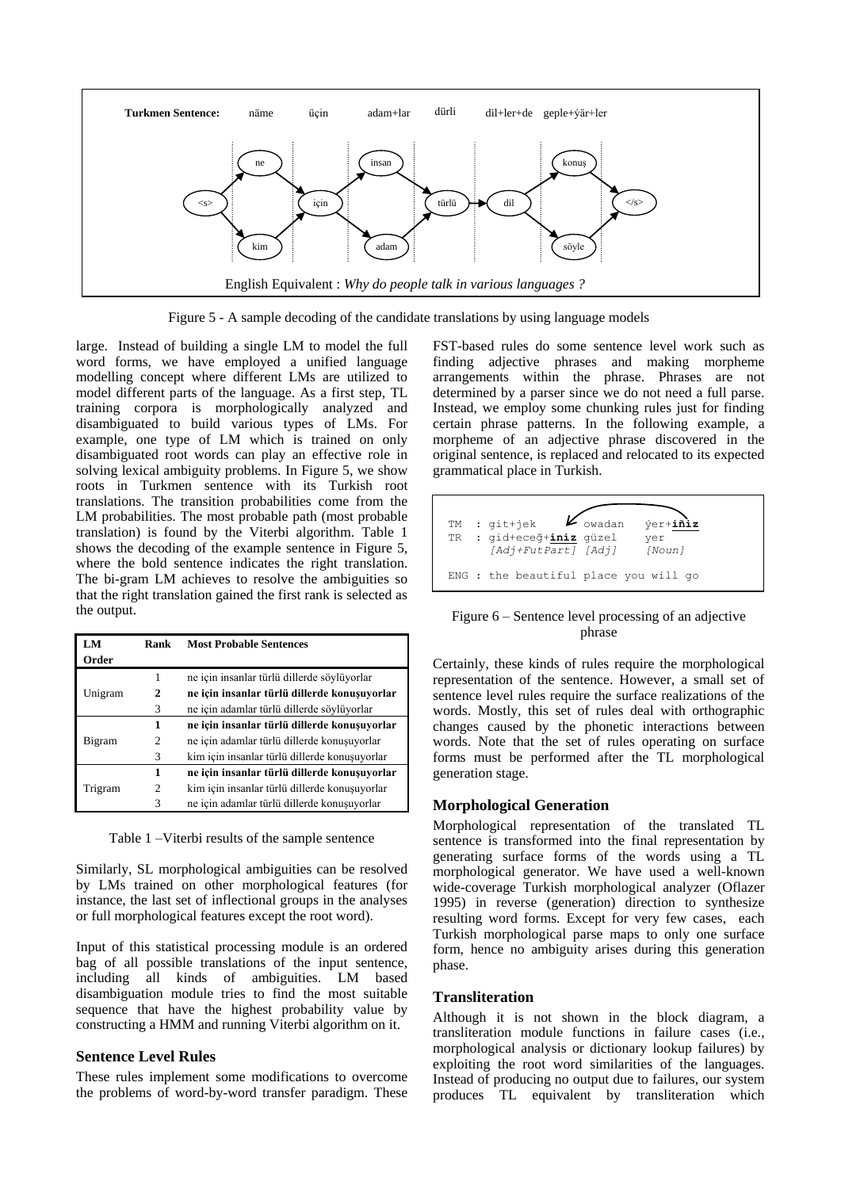Turkmen Sentence: näme üçin adam+lar dürli dil+ler+de geple+ýär+ler

English Equivalent : *Why do people talk in various languages ?*

Figure 5 - A sample decoding of the candidate translations by using language models

large. Instead of building a single LM to model the full word forms, we have employed a unified language modelling concept where different LMs are utilized to model different parts of the language. As a first step, TL training corpora is morphologically analyzed and disambiguated to build various types of LMs. For example, one type of LM which is trained on only disambiguated root words can play an effective role in solving lexical ambiguity problems. In Figure 5, we show roots in Turkmen sentence with its Turkish root translations. The transition probabilities come from the LM probabilities. The most probable path (most probable translation) is found by the Viterbi algorithm. Table 1 shows the decoding of the example sentence in Figure 5, where the bold sentence indicates the right translation. The bi-gram LM achieves to resolve the ambiguities so that the right translation gained the first rank is selected as the output.

| LM Order | Rank | Most Probable Sentences |
|---|---|---|
| Unigram | 1 | ne için insanlar türlü dillerde söylüyorlar |
| | **2** | **ne için insanlar türlü dillerde konuşuyorlar** |
| | 3 | ne için adamlar türlü dillerde söylüyorlar |
| Bigram | **1** | **ne için insanlar türlü dillerde konuşuyorlar** |
| | 2 | ne için adamlar türlü dillerde konuşuyorlar |
| | 3 | kim için insanlar türlü dillerde konuşuyorlar |
| Trigram | **1** | **ne için insanlar türlü dillerde konuşuyorlar** |
| | 2 | kim için insanlar türlü dillerde konuşuyorlar |
| | 3 | ne için adamlar türlü dillerde konuşuyorlar |

Table 1 –Viterbi results of the sample sentence

Similarly, SL morphological ambiguities can be resolved by LMs trained on other morphological features (for instance, the last set of inflectional groups in the analyses or full morphological features except the root word).

Input of this statistical processing module is an ordered bag of all possible translations of the input sentence, including all kinds of ambiguities. LM based disambiguation module tries to find the most suitable sequence that have the highest probability value by constructing a HMM and running Viterbi algorithm on it.

## Sentence Level Rules

These rules implement some modifications to overcome the problems of word-by-word transfer paradigm. These FST-based rules do some sentence level work such as finding adjective phrases and making morpheme arrangements within the phrase. Phrases are not determined by a parser since we do not need a full parse. Instead, we employ some chunking rules just for finding certain phrase patterns. In the following example, a morpheme of an adjective phrase discovered in the original sentence, is replaced and relocated to its expected grammatical place in Turkish.

```
TM  : git+jek           owadan   ýer+iňiz
TR  : gid+eceğ+iniz güzel    yer
      [Adj+FutPart] [Adj]    [Noun]

ENG : the beautiful place you will go
```

Figure 6 – Sentence level processing of an adjective phrase

Certainly, these kinds of rules require the morphological representation of the sentence. However, a small set of sentence level rules require the surface realizations of the words. Mostly, this set of rules deal with orthographic changes caused by the phonetic interactions between words. Note that the set of rules operating on surface forms must be performed after the TL morphological generation stage.

## Morphological Generation

Morphological representation of the translated TL sentence is transformed into the final representation by generating surface forms of the words using a TL morphological generator. We have used a well-known wide-coverage Turkish morphological analyzer (Oflazer 1995) in reverse (generation) direction to synthesize resulting word forms. Except for very few cases, each Turkish morphological parse maps to only one surface form, hence no ambiguity arises during this generation phase.

## Transliteration

Although it is not shown in the block diagram, a transliteration module functions in failure cases (i.e., morphological analysis or dictionary lookup failures) by exploiting the root word similarities of the languages. Instead of producing no output due to failures, our system produces TL equivalent by transliteration which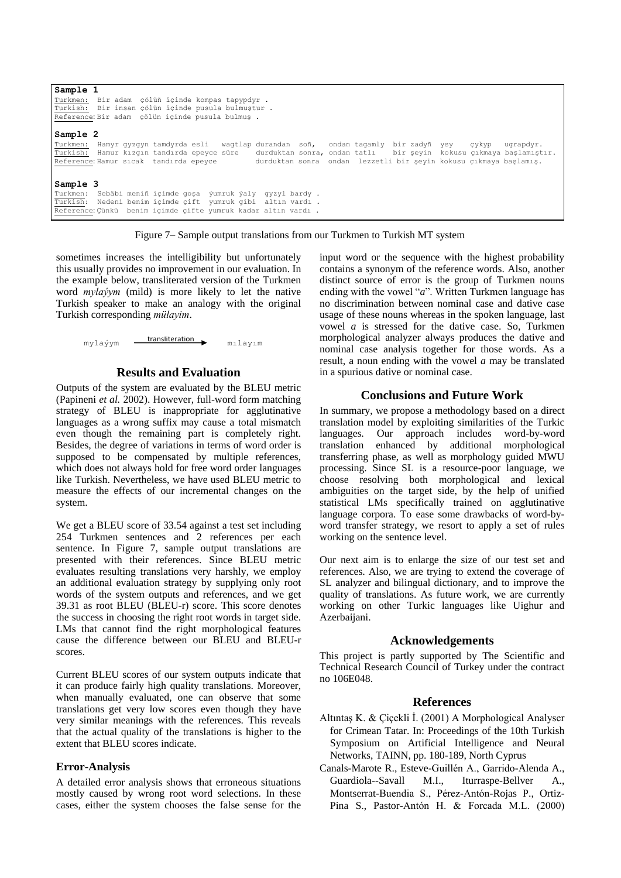```
Sample 1
Turkmen:   Bir adam  çölüň içinde kompas tapypdyr .
Turkish:   Bir insan çölün içinde pusula bulmuştur .
Reference: Bir adam  çölün içinde pusula bulmuş .

Sample 2
Turkmen:   Hamyr gyzgyn tamdyrda esli   wagtlap durandan  soň,   ondan tagamly  bir zadyň  ysy    çykyp   ugrapdyr.
Turkish:   Hamur kızgın tandırda epeyce süre    durduktan sonra, ondan tatlı    bir şeyin  kokusu çıkmaya başlamıştır.
Reference: Hamur sıcak  tandırda epeyce         durduktan sonra  ondan  lezzetli bir şeyin kokusu çıkmaya başlamış.

Sample 3
Turkmen:   Sebäbi meniň içimde goşa  ýumruk ýaly  gyzyl bardy .
Turkish:   Nedeni benim içimde çift  yumruk gibi  altın vardı .
Reference: Çünkü  benim içimde çifte yumruk kadar altın vardı .
```

Figure 7– Sample output translations from our Turkmen to Turkish MT system

sometimes increases the intelligibility but unfortunately this usually provides no improvement in our evaluation. In the example below, transliterated version of the Turkmen word *mylaýym* (mild) is more likely to let the native Turkish speaker to make an analogy with the original Turkish corresponding *mülayim*.

mylaýym —transliteration→ mılayım

## Results and Evaluation

Outputs of the system are evaluated by the BLEU metric (Papineni *et al.* 2002). However, full-word form matching strategy of BLEU is inappropriate for agglutinative languages as a wrong suffix may cause a total mismatch even though the remaining part is completely right. Besides, the degree of variations in terms of word order is supposed to be compensated by multiple references, which does not always hold for free word order languages like Turkish. Nevertheless, we have used BLEU metric to measure the effects of our incremental changes on the system.

We get a BLEU score of 33.54 against a test set including 254 Turkmen sentences and 2 references per each sentence. In Figure 7, sample output translations are presented with their references. Since BLEU metric evaluates resulting translations very harshly, we employ an additional evaluation strategy by supplying only root words of the system outputs and references, and we get 39.31 as root BLEU (BLEU-r) score. This score denotes the success in choosing the right root words in target side. LMs that cannot find the right morphological features cause the difference between our BLEU and BLEU-r scores.

Current BLEU scores of our system outputs indicate that it can produce fairly high quality translations. Moreover, when manually evaluated, one can observe that some translations get very low scores even though they have very similar meanings with the references. This reveals that the actual quality of the translations is higher to the extent that BLEU scores indicate.

### Error-Analysis

A detailed error analysis shows that erroneous situations mostly caused by wrong root word selections. In these cases, either the system chooses the false sense for the input word or the sequence with the highest probability contains a synonym of the reference words. Also, another distinct source of error is the group of Turkmen nouns ending with the vowel "*a*". Written Turkmen language has no discrimination between nominal case and dative case usage of these nouns whereas in the spoken language, last vowel *a* is stressed for the dative case. So, Turkmen morphological analyzer always produces the dative and nominal case analysis together for those words. As a result, a noun ending with the vowel *a* may be translated in a spurious dative or nominal case.

## Conclusions and Future Work

In summary, we propose a methodology based on a direct translation model by exploiting similarities of the Turkic languages. Our approach includes word-by-word translation enhanced by additional morphological transferring phase, as well as morphology guided MWU processing. Since SL is a resource-poor language, we choose resolving both morphological and lexical ambiguities on the target side, by the help of unified statistical LMs specifically trained on agglutinative language corpora. To ease some drawbacks of word-by-word transfer strategy, we resort to apply a set of rules working on the sentence level.

Our next aim is to enlarge the size of our test set and references. Also, we are trying to extend the coverage of SL analyzer and bilingual dictionary, and to improve the quality of translations. As future work, we are currently working on other Turkic languages like Uighur and Azerbaijani.

## Acknowledgements

This project is partly supported by The Scientific and Technical Research Council of Turkey under the contract no 106E048.

## References

Altıntaş K. & Çiçekli İ. (2001) A Morphological Analyser for Crimean Tatar. In: Proceedings of the 10th Turkish Symposium on Artificial Intelligence and Neural Networks, TAINN, pp. 180-189, North Cyprus

Canals-Marote R., Esteve-Guillén A., Garrido-Alenda A., Guardiola--Savall M.I., Iturraspe-Bellver A., Montserrat-Buendia S., Pérez-Antón-Rojas P., Ortiz-Pina S., Pastor-Antón H. & Forcada M.L. (2000)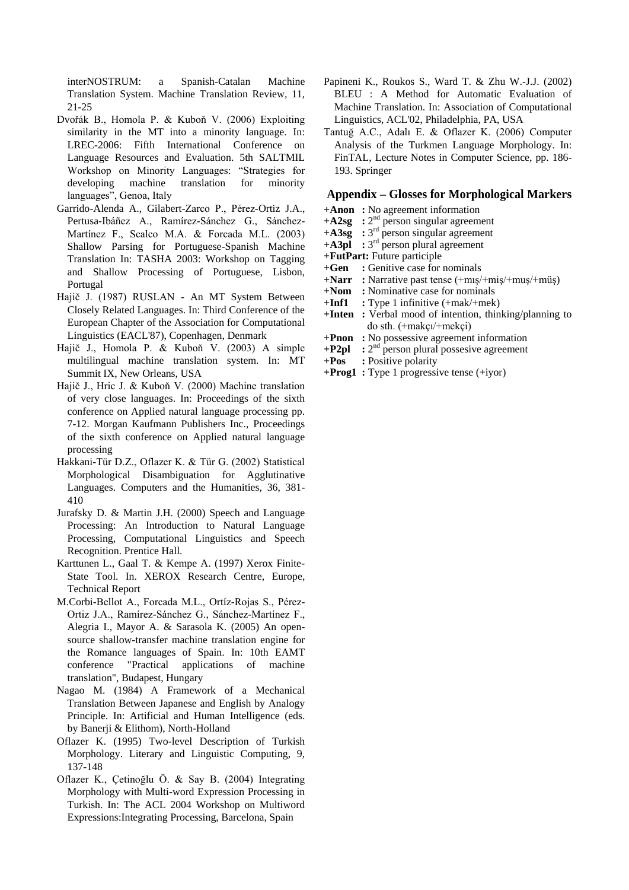interNOSTRUM: a Spanish-Catalan Machine Translation System. Machine Translation Review, 11, 21-25

Dvořák B., Homola P. & Kuboň V. (2006) Exploiting similarity in the MT into a minority language. In: LREC-2006: Fifth International Conference on Language Resources and Evaluation. 5th SALTMIL Workshop on Minority Languages: "Strategies for developing machine translation for minority languages", Genoa, Italy

Garrido-Alenda A., Gilabert-Zarco P., Pérez-Ortiz J.A., Pertusa-Ibáñez A., Ramírez-Sánchez G., Sánchez-Martínez F., Scalco M.A. & Forcada M.L. (2003) Shallow Parsing for Portuguese-Spanish Machine Translation In: TASHA 2003: Workshop on Tagging and Shallow Processing of Portuguese, Lisbon, Portugal

Hajič J. (1987) RUSLAN - An MT System Between Closely Related Languages. In: Third Conference of the European Chapter of the Association for Computational Linguistics (EACL'87), Copenhagen, Denmark

Hajič J., Homola P. & Kuboň V. (2003) A simple multilingual machine translation system. In: MT Summit IX, New Orleans, USA

Hajič J., Hric J. & Kuboň V. (2000) Machine translation of very close languages. In: Proceedings of the sixth conference on Applied natural language processing pp. 7-12. Morgan Kaufmann Publishers Inc., Proceedings of the sixth conference on Applied natural language processing

Hakkani-Tür D.Z., Oflazer K. & Tür G. (2002) Statistical Morphological Disambiguation for Agglutinative Languages. Computers and the Humanities, 36, 381-410

Jurafsky D. & Martin J.H. (2000) Speech and Language Processing: An Introduction to Natural Language Processing, Computational Linguistics and Speech Recognition. Prentice Hall.

Karttunen L., Gaal T. & Kempe A. (1997) Xerox Finite-State Tool. In. XEROX Research Centre, Europe, Technical Report

M.Corbi-Bellot A., Forcada M.L., Ortíz-Rojas S., Pérez-Ortiz J.A., Ramírez-Sánchez G., Sánchez-Martínez F., Alegria I., Mayor A. & Sarasola K. (2005) An open-source shallow-transfer machine translation engine for the Romance languages of Spain. In: 10th EAMT conference "Practical applications of machine translation", Budapest, Hungary

Nagao M. (1984) A Framework of a Mechanical Translation Between Japanese and English by Analogy Principle. In: Artificial and Human Intelligence (eds. by Banerji & Elithom), North-Holland

Oflazer K. (1995) Two-level Description of Turkish Morphology. Literary and Linguistic Computing, 9, 137-148

Oflazer K., Çetinoğlu Ö. & Say B. (2004) Integrating Morphology with Multi-word Expression Processing in Turkish. In: The ACL 2004 Workshop on Multiword Expressions:Integrating Processing, Barcelona, Spain

Papineni K., Roukos S., Ward T. & Zhu W.-J.J. (2002) BLEU : A Method for Automatic Evaluation of Machine Translation. In: Association of Computational Linguistics, ACL'02, Philadelphia, PA, USA

Tantuğ A.C., Adalı E. & Oflazer K. (2006) Computer Analysis of the Turkmen Language Morphology. In: FinTAL, Lecture Notes in Computer Science, pp. 186-193. Springer

## Appendix – Glosses for Morphological Markers

**+Anon** : No agreement information
**+A2sg** : 2nd person singular agreement
**+A3sg** : 3rd person singular agreement
**+A3pl** : 3rd person plural agreement
**+FutPart:** Future participle
**+Gen** : Genitive case for nominals
**+Narr** : Narrative past tense (+mış/+miş/+muş/+müş)
**+Nom** : Nominative case for nominals
**+Inf1** : Type 1 infinitive (+mak/+mek)
**+Inten** : Verbal mood of intention, thinking/planning to do sth. (+makçı/+mekçi)
**+Pnon** : No possessive agreement information
**+P2pl** : 2nd person plural possesive agreement
**+Pos** : Positive polarity
**+Prog1** : Type 1 progressive tense (+iyor)